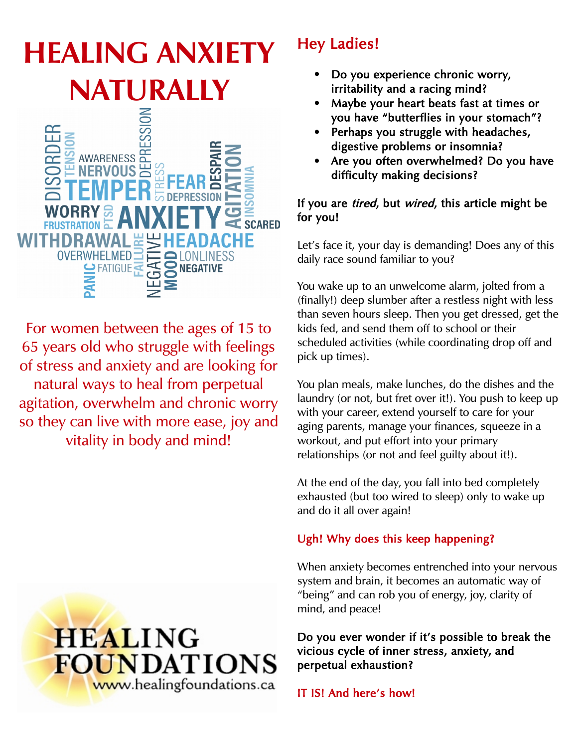# HEALING ANXIETY NATURALLY

For women between the ages of 15 to 65 years old who struggle with feelings of stress and anxiety and are looking for natural ways to heal from perpetual agitation, overwhelm and chronic worry so they can live with more ease, joy and vitality in body and mind!

HEALING FOUNDATIONS
www.healingfoundations.ca

## Hey Ladies!

- **Do you experience chronic worry, irritability and a racing mind?**
- **Maybe your heart beats fast at times or you have "butterflies in your stomach"?**
- **Perhaps you struggle with headaches, digestive problems or insomnia?**
- **Are you often overwhelmed? Do you have difficulty making decisions?**

**If you are *tired*, but *wired*, this article might be for you!**

Let's face it, your day is demanding! Does any of this daily race sound familiar to you?

You wake up to an unwelcome alarm, jolted from a (finally!) deep slumber after a restless night with less than seven hours sleep. Then you get dressed, get the kids fed, and send them off to school or their scheduled activities (while coordinating drop off and pick up times).

You plan meals, make lunches, do the dishes and the laundry (or not, but fret over it!). You push to keep up with your career, extend yourself to care for your aging parents, manage your finances, squeeze in a workout, and put effort into your primary relationships (or not and feel guilty about it!).

At the end of the day, you fall into bed completely exhausted (but too wired to sleep) only to wake up and do it all over again!

**Ugh! Why does this keep happening?**

When anxiety becomes entrenched into your nervous system and brain, it becomes an automatic way of "being" and can rob you of energy, joy, clarity of mind, and peace!

**Do you ever wonder if it's possible to break the vicious cycle of inner stress, anxiety, and perpetual exhaustion?**

**IT IS! And here's how!**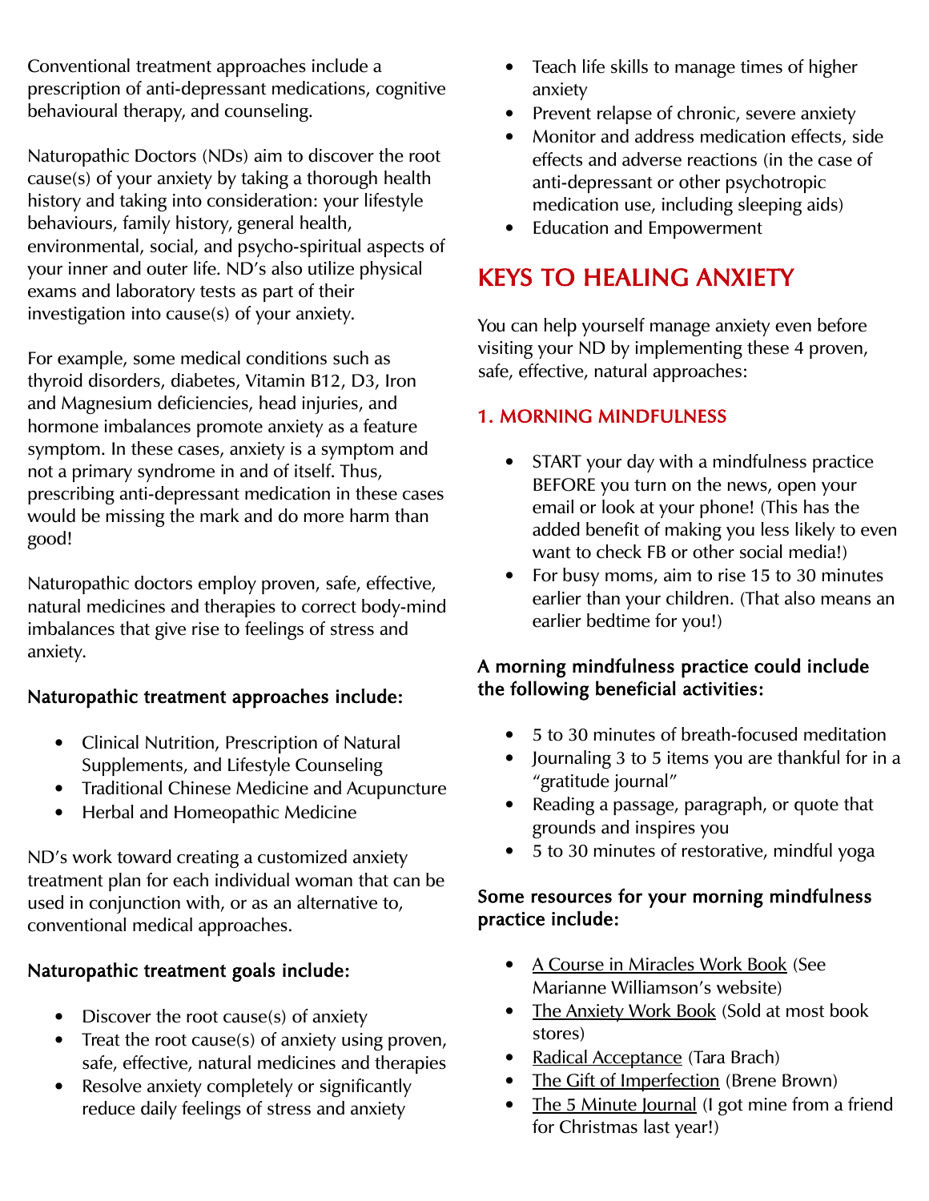Conventional treatment approaches include a prescription of anti-depressant medications, cognitive behavioural therapy, and counseling.

Naturopathic Doctors (NDs) aim to discover the root cause(s) of your anxiety by taking a thorough health history and taking into consideration: your lifestyle behaviours, family history, general health, environmental, social, and psycho-spiritual aspects of your inner and outer life. ND's also utilize physical exams and laboratory tests as part of their investigation into cause(s) of your anxiety.

For example, some medical conditions such as thyroid disorders, diabetes, Vitamin B12, D3, Iron and Magnesium deficiencies, head injuries, and hormone imbalances promote anxiety as a feature symptom. In these cases, anxiety is a symptom and not a primary syndrome in and of itself. Thus, prescribing anti-depressant medication in these cases would be missing the mark and do more harm than good!

Naturopathic doctors employ proven, safe, effective, natural medicines and therapies to correct body-mind imbalances that give rise to feelings of stress and anxiety.

**Naturopathic treatment approaches include:**

- Clinical Nutrition, Prescription of Natural Supplements, and Lifestyle Counseling
- Traditional Chinese Medicine and Acupuncture
- Herbal and Homeopathic Medicine

ND's work toward creating a customized anxiety treatment plan for each individual woman that can be used in conjunction with, or as an alternative to, conventional medical approaches.

**Naturopathic treatment goals include:**

- Discover the root cause(s) of anxiety
- Treat the root cause(s) of anxiety using proven, safe, effective, natural medicines and therapies
- Resolve anxiety completely or significantly reduce daily feelings of stress and anxiety
- Teach life skills to manage times of higher anxiety
- Prevent relapse of chronic, severe anxiety
- Monitor and address medication effects, side effects and adverse reactions (in the case of anti-depressant or other psychotropic medication use, including sleeping aids)
- Education and Empowerment

## KEYS TO HEALING ANXIETY

You can help yourself manage anxiety even before visiting your ND by implementing these 4 proven, safe, effective, natural approaches:

### 1. MORNING MINDFULNESS

- START your day with a mindfulness practice BEFORE you turn on the news, open your email or look at your phone! (This has the added benefit of making you less likely to even want to check FB or other social media!)
- For busy moms, aim to rise 15 to 30 minutes earlier than your children. (That also means an earlier bedtime for you!)

**A morning mindfulness practice could include the following beneficial activities:**

- 5 to 30 minutes of breath-focused meditation
- Journaling 3 to 5 items you are thankful for in a "gratitude journal"
- Reading a passage, paragraph, or quote that grounds and inspires you
- 5 to 30 minutes of restorative, mindful yoga

**Some resources for your morning mindfulness practice include:**

- A Course in Miracles Work Book (See Marianne Williamson's website)
- The Anxiety Work Book (Sold at most book stores)
- Radical Acceptance (Tara Brach)
- The Gift of Imperfection (Brene Brown)
- The 5 Minute Journal (I got mine from a friend for Christmas last year!)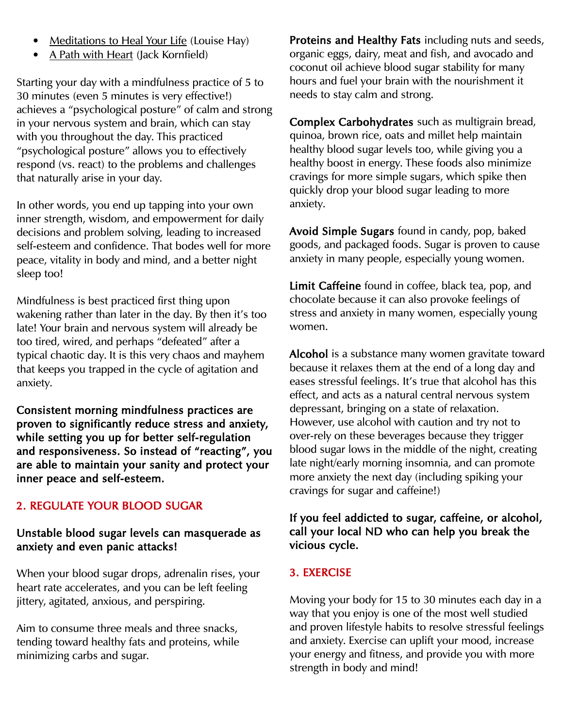- Meditations to Heal Your Life (Louise Hay)
- A Path with Heart (Jack Kornfield)

Starting your day with a mindfulness practice of 5 to 30 minutes (even 5 minutes is very effective!) achieves a "psychological posture" of calm and strong in your nervous system and brain, which can stay with you throughout the day. This practiced "psychological posture" allows you to effectively respond (vs. react) to the problems and challenges that naturally arise in your day.

In other words, you end up tapping into your own inner strength, wisdom, and empowerment for daily decisions and problem solving, leading to increased self-esteem and confidence. That bodes well for more peace, vitality in body and mind, and a better night sleep too!

Mindfulness is best practiced first thing upon wakening rather than later in the day. By then it's too late! Your brain and nervous system will already be too tired, wired, and perhaps "defeated" after a typical chaotic day. It is this very chaos and mayhem that keeps you trapped in the cycle of agitation and anxiety.

**Consistent morning mindfulness practices are proven to significantly reduce stress and anxiety, while setting you up for better self-regulation and responsiveness. So instead of "reacting", you are able to maintain your sanity and protect your inner peace and self-esteem.**

## 2. REGULATE YOUR BLOOD SUGAR

**Unstable blood sugar levels can masquerade as anxiety and even panic attacks!**

When your blood sugar drops, adrenalin rises, your heart rate accelerates, and you can be left feeling jittery, agitated, anxious, and perspiring.

Aim to consume three meals and three snacks, tending toward healthy fats and proteins, while minimizing carbs and sugar.

**Proteins and Healthy Fats** including nuts and seeds, organic eggs, dairy, meat and fish, and avocado and coconut oil achieve blood sugar stability for many hours and fuel your brain with the nourishment it needs to stay calm and strong.

**Complex Carbohydrates** such as multigrain bread, quinoa, brown rice, oats and millet help maintain healthy blood sugar levels too, while giving you a healthy boost in energy. These foods also minimize cravings for more simple sugars, which spike then quickly drop your blood sugar leading to more anxiety.

**Avoid Simple Sugars** found in candy, pop, baked goods, and packaged foods. Sugar is proven to cause anxiety in many people, especially young women.

**Limit Caffeine** found in coffee, black tea, pop, and chocolate because it can also provoke feelings of stress and anxiety in many women, especially young women.

**Alcohol** is a substance many women gravitate toward because it relaxes them at the end of a long day and eases stressful feelings. It's true that alcohol has this effect, and acts as a natural central nervous system depressant, bringing on a state of relaxation. However, use alcohol with caution and try not to over-rely on these beverages because they trigger blood sugar lows in the middle of the night, creating late night/early morning insomnia, and can promote more anxiety the next day (including spiking your cravings for sugar and caffeine!)

**If you feel addicted to sugar, caffeine, or alcohol, call your local ND who can help you break the vicious cycle.**

## 3. EXERCISE

Moving your body for 15 to 30 minutes each day in a way that you enjoy is one of the most well studied and proven lifestyle habits to resolve stressful feelings and anxiety. Exercise can uplift your mood, increase your energy and fitness, and provide you with more strength in body and mind!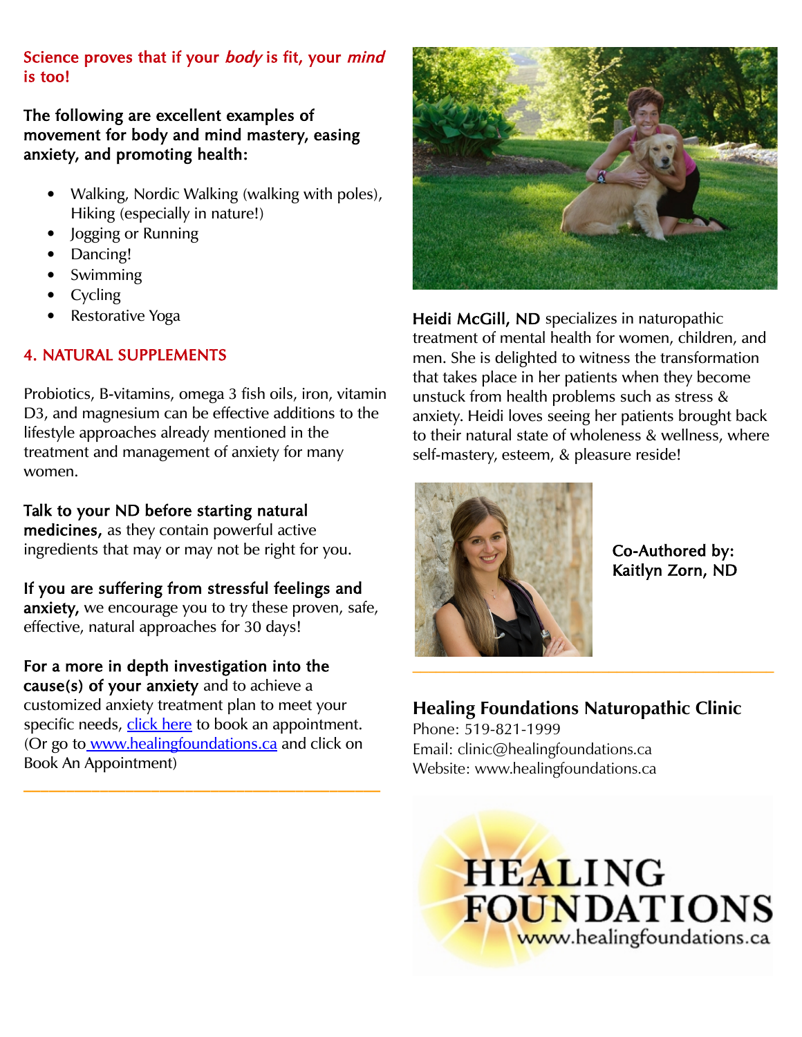**Science proves that if your *body* is fit, your *mind* is too!**

**The following are excellent examples of movement for body and mind mastery, easing anxiety, and promoting health:**

- Walking, Nordic Walking (walking with poles), Hiking (especially in nature!)
- Jogging or Running
- Dancing!
- Swimming
- Cycling
- Restorative Yoga

## 4. NATURAL SUPPLEMENTS

Probiotics, B-vitamins, omega 3 fish oils, iron, vitamin D3, and magnesium can be effective additions to the lifestyle approaches already mentioned in the treatment and management of anxiety for many women.

**Talk to your ND before starting natural medicines,** as they contain powerful active ingredients that may or may not be right for you.

**If you are suffering from stressful feelings and anxiety,** we encourage you to try these proven, safe, effective, natural approaches for 30 days!

**For a more in depth investigation into the cause(s) of your anxiety** and to achieve a customized anxiety treatment plan to meet your specific needs, [click here](#) to book an appointment. (Or go to [www.healingfoundations.ca](http://www.healingfoundations.ca) and click on Book An Appointment)

---

**Heidi McGill, ND** specializes in naturopathic treatment of mental health for women, children, and men. She is delighted to witness the transformation that takes place in her patients when they become unstuck from health problems such as stress & anxiety. Heidi loves seeing her patients brought back to their natural state of wholeness & wellness, where self-mastery, esteem, & pleasure reside!

**Co-Authored by: Kaitlyn Zorn, ND**

---

### Healing Foundations Naturopathic Clinic

Phone: 519-821-1999
Email: clinic@healingfoundations.ca
Website: www.healingfoundations.ca

HEALING FOUNDATIONS
www.healingfoundations.ca